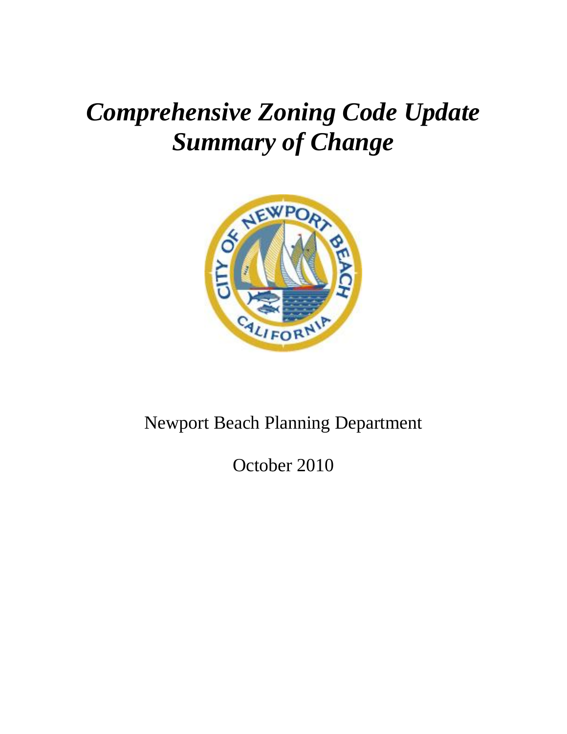# *Comprehensive Zoning Code Update*
# *Summary of Change*

Newport Beach Planning Department

October 2010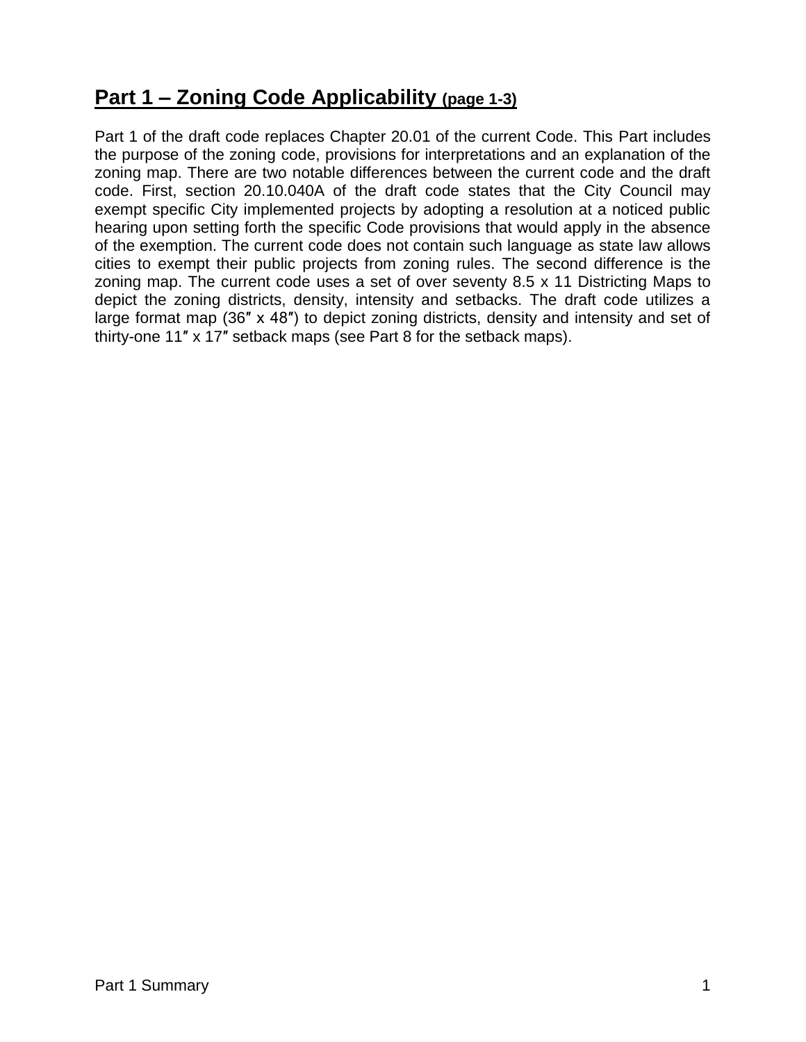## Part 1 – Zoning Code Applicability (page 1-3)

Part 1 of the draft code replaces Chapter 20.01 of the current Code. This Part includes the purpose of the zoning code, provisions for interpretations and an explanation of the zoning map. There are two notable differences between the current code and the draft code. First, section 20.10.040A of the draft code states that the City Council may exempt specific City implemented projects by adopting a resolution at a noticed public hearing upon setting forth the specific Code provisions that would apply in the absence of the exemption. The current code does not contain such language as state law allows cities to exempt their public projects from zoning rules. The second difference is the zoning map. The current code uses a set of over seventy 8.5 x 11 Districting Maps to depict the zoning districts, density, intensity and setbacks. The draft code utilizes a large format map (36″ x 48″) to depict zoning districts, density and intensity and set of thirty-one 11″ x 17″ setback maps (see Part 8 for the setback maps).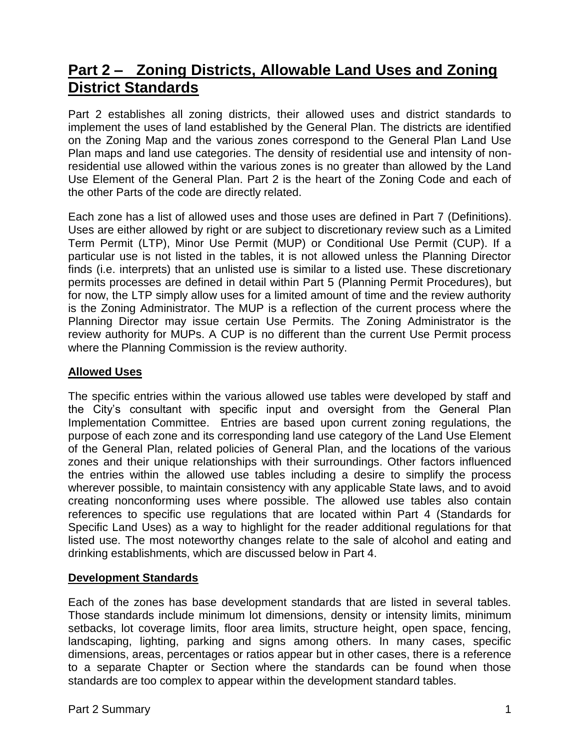# Part 2 – Zoning Districts, Allowable Land Uses and Zoning District Standards

Part 2 establishes all zoning districts, their allowed uses and district standards to implement the uses of land established by the General Plan. The districts are identified on the Zoning Map and the various zones correspond to the General Plan Land Use Plan maps and land use categories. The density of residential use and intensity of non-residential use allowed within the various zones is no greater than allowed by the Land Use Element of the General Plan. Part 2 is the heart of the Zoning Code and each of the other Parts of the code are directly related.

Each zone has a list of allowed uses and those uses are defined in Part 7 (Definitions). Uses are either allowed by right or are subject to discretionary review such as a Limited Term Permit (LTP), Minor Use Permit (MUP) or Conditional Use Permit (CUP). If a particular use is not listed in the tables, it is not allowed unless the Planning Director finds (i.e. interprets) that an unlisted use is similar to a listed use. These discretionary permits processes are defined in detail within Part 5 (Planning Permit Procedures), but for now, the LTP simply allow uses for a limited amount of time and the review authority is the Zoning Administrator. The MUP is a reflection of the current process where the Planning Director may issue certain Use Permits. The Zoning Administrator is the review authority for MUPs. A CUP is no different than the current Use Permit process where the Planning Commission is the review authority.

**Allowed Uses**

The specific entries within the various allowed use tables were developed by staff and the City's consultant with specific input and oversight from the General Plan Implementation Committee. Entries are based upon current zoning regulations, the purpose of each zone and its corresponding land use category of the Land Use Element of the General Plan, related policies of General Plan, and the locations of the various zones and their unique relationships with their surroundings. Other factors influenced the entries within the allowed use tables including a desire to simplify the process wherever possible, to maintain consistency with any applicable State laws, and to avoid creating nonconforming uses where possible. The allowed use tables also contain references to specific use regulations that are located within Part 4 (Standards for Specific Land Uses) as a way to highlight for the reader additional regulations for that listed use. The most noteworthy changes relate to the sale of alcohol and eating and drinking establishments, which are discussed below in Part 4.

**Development Standards**

Each of the zones has base development standards that are listed in several tables. Those standards include minimum lot dimensions, density or intensity limits, minimum setbacks, lot coverage limits, floor area limits, structure height, open space, fencing, landscaping, lighting, parking and signs among others. In many cases, specific dimensions, areas, percentages or ratios appear but in other cases, there is a reference to a separate Chapter or Section where the standards can be found when those standards are too complex to appear within the development standard tables.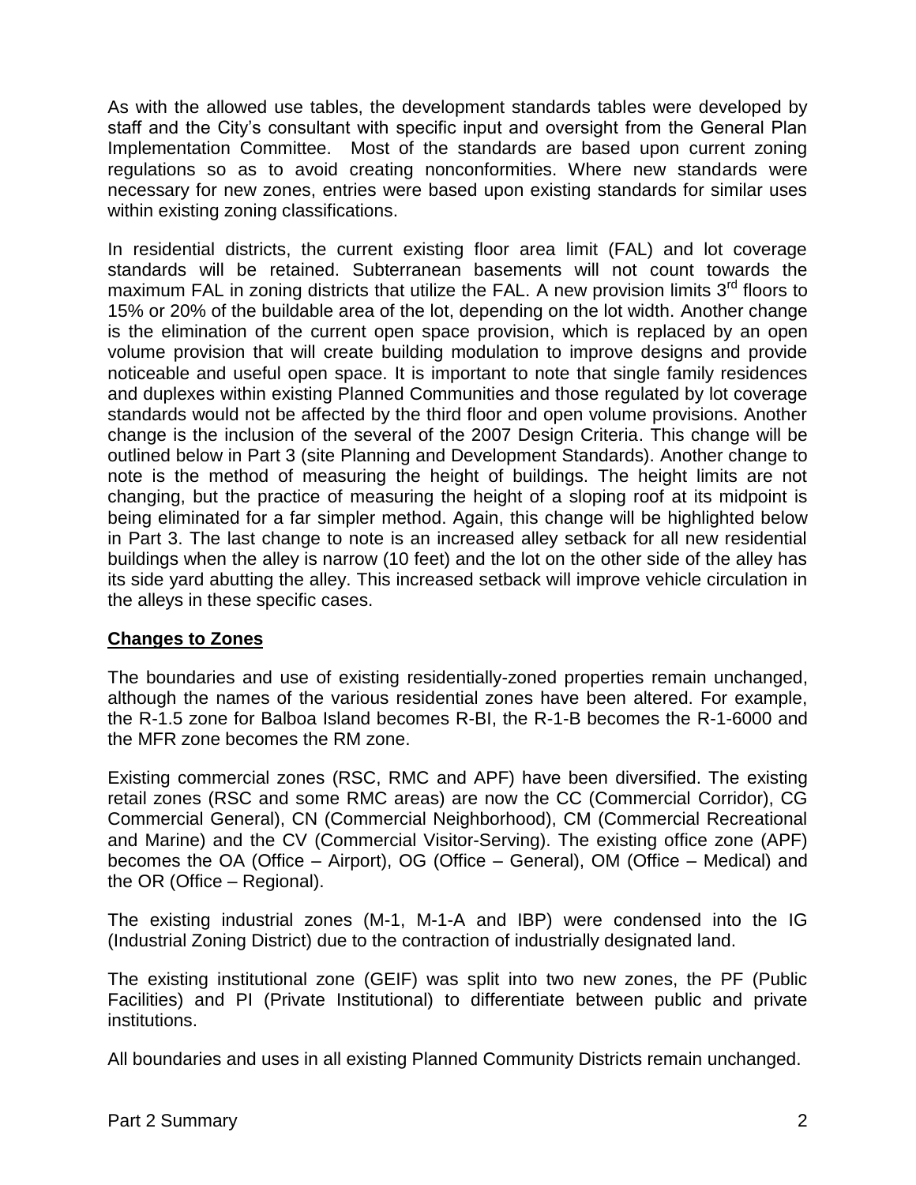As with the allowed use tables, the development standards tables were developed by staff and the City's consultant with specific input and oversight from the General Plan Implementation Committee. Most of the standards are based upon current zoning regulations so as to avoid creating nonconformities. Where new standards were necessary for new zones, entries were based upon existing standards for similar uses within existing zoning classifications.

In residential districts, the current existing floor area limit (FAL) and lot coverage standards will be retained. Subterranean basements will not count towards the maximum FAL in zoning districts that utilize the FAL. A new provision limits 3rd floors to 15% or 20% of the buildable area of the lot, depending on the lot width. Another change is the elimination of the current open space provision, which is replaced by an open volume provision that will create building modulation to improve designs and provide noticeable and useful open space. It is important to note that single family residences and duplexes within existing Planned Communities and those regulated by lot coverage standards would not be affected by the third floor and open volume provisions. Another change is the inclusion of the several of the 2007 Design Criteria. This change will be outlined below in Part 3 (site Planning and Development Standards). Another change to note is the method of measuring the height of buildings. The height limits are not changing, but the practice of measuring the height of a sloping roof at its midpoint is being eliminated for a far simpler method. Again, this change will be highlighted below in Part 3. The last change to note is an increased alley setback for all new residential buildings when the alley is narrow (10 feet) and the lot on the other side of the alley has its side yard abutting the alley. This increased setback will improve vehicle circulation in the alleys in these specific cases.

**Changes to Zones**

The boundaries and use of existing residentially-zoned properties remain unchanged, although the names of the various residential zones have been altered. For example, the R-1.5 zone for Balboa Island becomes R-BI, the R-1-B becomes the R-1-6000 and the MFR zone becomes the RM zone.

Existing commercial zones (RSC, RMC and APF) have been diversified. The existing retail zones (RSC and some RMC areas) are now the CC (Commercial Corridor), CG Commercial General), CN (Commercial Neighborhood), CM (Commercial Recreational and Marine) and the CV (Commercial Visitor-Serving). The existing office zone (APF) becomes the OA (Office – Airport), OG (Office – General), OM (Office – Medical) and the OR (Office – Regional).

The existing industrial zones (M-1, M-1-A and IBP) were condensed into the IG (Industrial Zoning District) due to the contraction of industrially designated land.

The existing institutional zone (GEIF) was split into two new zones, the PF (Public Facilities) and PI (Private Institutional) to differentiate between public and private institutions.

All boundaries and uses in all existing Planned Community Districts remain unchanged.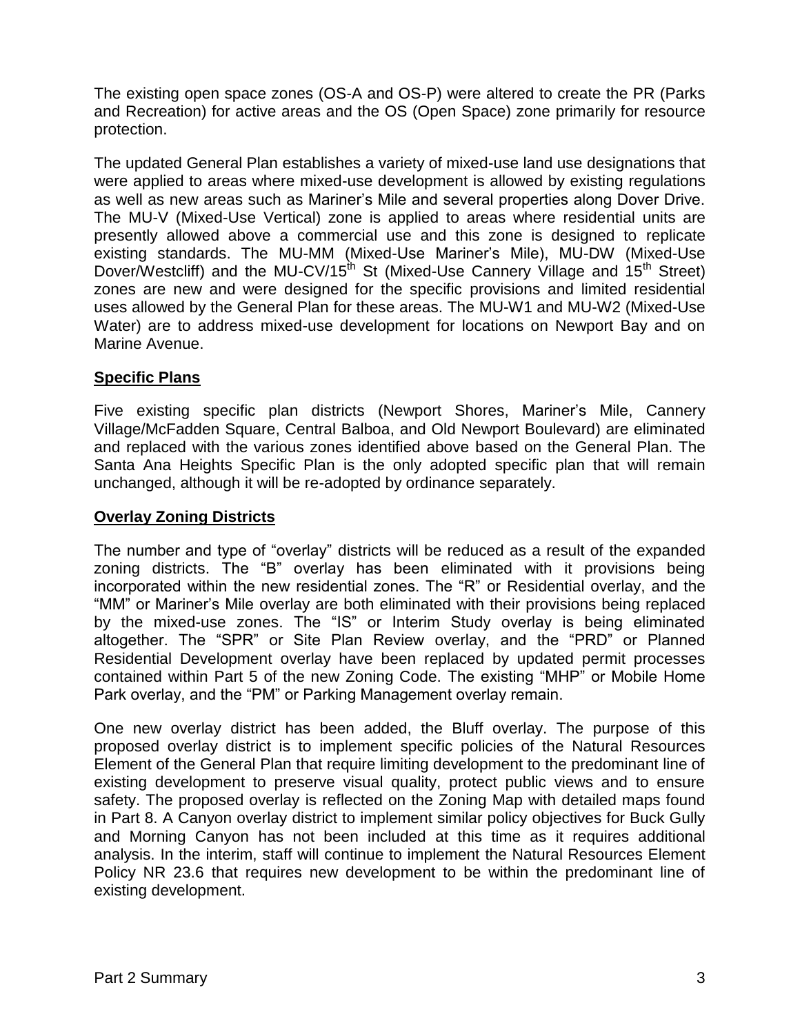The existing open space zones (OS-A and OS-P) were altered to create the PR (Parks and Recreation) for active areas and the OS (Open Space) zone primarily for resource protection.

The updated General Plan establishes a variety of mixed-use land use designations that were applied to areas where mixed-use development is allowed by existing regulations as well as new areas such as Mariner's Mile and several properties along Dover Drive. The MU-V (Mixed-Use Vertical) zone is applied to areas where residential units are presently allowed above a commercial use and this zone is designed to replicate existing standards. The MU-MM (Mixed-Use Mariner's Mile), MU-DW (Mixed-Use Dover/Westcliff) and the MU-CV/15th St (Mixed-Use Cannery Village and 15th Street) zones are new and were designed for the specific provisions and limited residential uses allowed by the General Plan for these areas. The MU-W1 and MU-W2 (Mixed-Use Water) are to address mixed-use development for locations on Newport Bay and on Marine Avenue.

## Specific Plans

Five existing specific plan districts (Newport Shores, Mariner's Mile, Cannery Village/McFadden Square, Central Balboa, and Old Newport Boulevard) are eliminated and replaced with the various zones identified above based on the General Plan. The Santa Ana Heights Specific Plan is the only adopted specific plan that will remain unchanged, although it will be re-adopted by ordinance separately.

## Overlay Zoning Districts

The number and type of "overlay" districts will be reduced as a result of the expanded zoning districts. The "B" overlay has been eliminated with it provisions being incorporated within the new residential zones. The "R" or Residential overlay, and the "MM" or Mariner's Mile overlay are both eliminated with their provisions being replaced by the mixed-use zones. The "IS" or Interim Study overlay is being eliminated altogether. The "SPR" or Site Plan Review overlay, and the "PRD" or Planned Residential Development overlay have been replaced by updated permit processes contained within Part 5 of the new Zoning Code. The existing "MHP" or Mobile Home Park overlay, and the "PM" or Parking Management overlay remain.

One new overlay district has been added, the Bluff overlay. The purpose of this proposed overlay district is to implement specific policies of the Natural Resources Element of the General Plan that require limiting development to the predominant line of existing development to preserve visual quality, protect public views and to ensure safety. The proposed overlay is reflected on the Zoning Map with detailed maps found in Part 8. A Canyon overlay district to implement similar policy objectives for Buck Gully and Morning Canyon has not been included at this time as it requires additional analysis. In the interim, staff will continue to implement the Natural Resources Element Policy NR 23.6 that requires new development to be within the predominant line of existing development.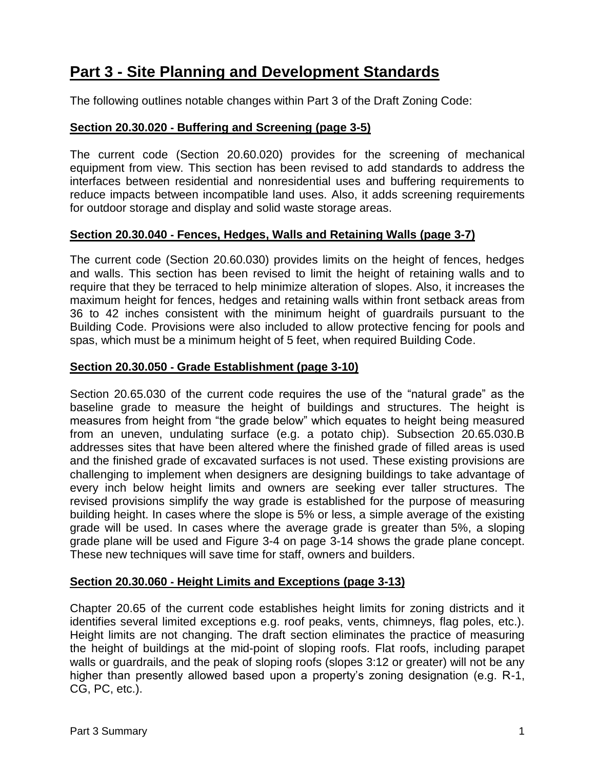# Part 3 - Site Planning and Development Standards

The following outlines notable changes within Part 3 of the Draft Zoning Code:

## Section 20.30.020 - Buffering and Screening (page 3-5)

The current code (Section 20.60.020) provides for the screening of mechanical equipment from view. This section has been revised to add standards to address the interfaces between residential and nonresidential uses and buffering requirements to reduce impacts between incompatible land uses. Also, it adds screening requirements for outdoor storage and display and solid waste storage areas.

## Section 20.30.040 - Fences, Hedges, Walls and Retaining Walls (page 3-7)

The current code (Section 20.60.030) provides limits on the height of fences, hedges and walls. This section has been revised to limit the height of retaining walls and to require that they be terraced to help minimize alteration of slopes. Also, it increases the maximum height for fences, hedges and retaining walls within front setback areas from 36 to 42 inches consistent with the minimum height of guardrails pursuant to the Building Code. Provisions were also included to allow protective fencing for pools and spas, which must be a minimum height of 5 feet, when required Building Code.

## Section 20.30.050 - Grade Establishment (page 3-10)

Section 20.65.030 of the current code requires the use of the "natural grade" as the baseline grade to measure the height of buildings and structures. The height is measures from height from "the grade below" which equates to height being measured from an uneven, undulating surface (e.g. a potato chip). Subsection 20.65.030.B addresses sites that have been altered where the finished grade of filled areas is used and the finished grade of excavated surfaces is not used. These existing provisions are challenging to implement when designers are designing buildings to take advantage of every inch below height limits and owners are seeking ever taller structures. The revised provisions simplify the way grade is established for the purpose of measuring building height. In cases where the slope is 5% or less, a simple average of the existing grade will be used. In cases where the average grade is greater than 5%, a sloping grade plane will be used and Figure 3-4 on page 3-14 shows the grade plane concept. These new techniques will save time for staff, owners and builders.

## Section 20.30.060 - Height Limits and Exceptions (page 3-13)

Chapter 20.65 of the current code establishes height limits for zoning districts and it identifies several limited exceptions e.g. roof peaks, vents, chimneys, flag poles, etc.). Height limits are not changing. The draft section eliminates the practice of measuring the height of buildings at the mid-point of sloping roofs. Flat roofs, including parapet walls or guardrails, and the peak of sloping roofs (slopes 3:12 or greater) will not be any higher than presently allowed based upon a property's zoning designation (e.g. R-1, CG, PC, etc.).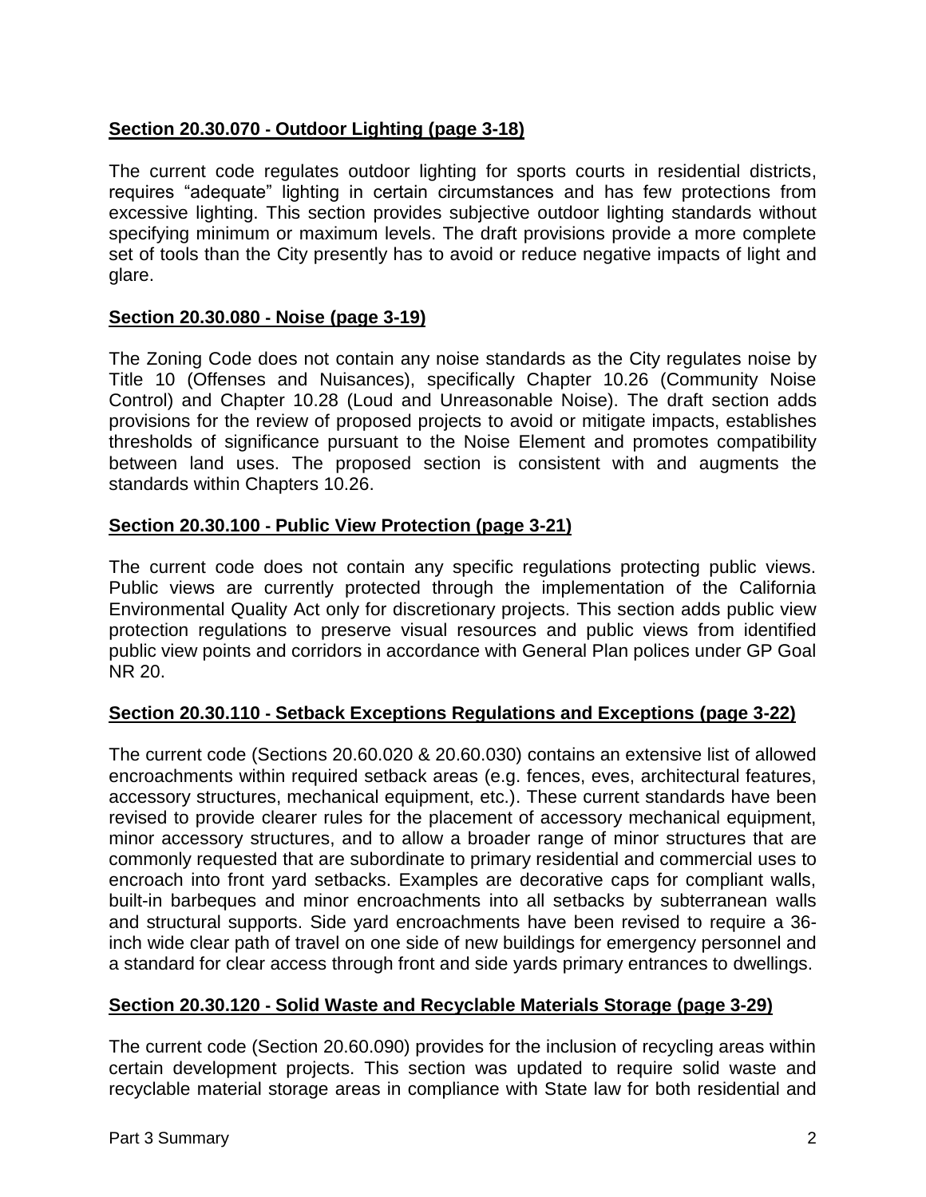## Section 20.30.070 - Outdoor Lighting (page 3-18)

The current code regulates outdoor lighting for sports courts in residential districts, requires "adequate" lighting in certain circumstances and has few protections from excessive lighting. This section provides subjective outdoor lighting standards without specifying minimum or maximum levels. The draft provisions provide a more complete set of tools than the City presently has to avoid or reduce negative impacts of light and glare.

## Section 20.30.080 - Noise (page 3-19)

The Zoning Code does not contain any noise standards as the City regulates noise by Title 10 (Offenses and Nuisances), specifically Chapter 10.26 (Community Noise Control) and Chapter 10.28 (Loud and Unreasonable Noise). The draft section adds provisions for the review of proposed projects to avoid or mitigate impacts, establishes thresholds of significance pursuant to the Noise Element and promotes compatibility between land uses. The proposed section is consistent with and augments the standards within Chapters 10.26.

## Section 20.30.100 - Public View Protection (page 3-21)

The current code does not contain any specific regulations protecting public views. Public views are currently protected through the implementation of the California Environmental Quality Act only for discretionary projects. This section adds public view protection regulations to preserve visual resources and public views from identified public view points and corridors in accordance with General Plan polices under GP Goal NR 20.

## Section 20.30.110 - Setback Exceptions Regulations and Exceptions (page 3-22)

The current code (Sections 20.60.020 & 20.60.030) contains an extensive list of allowed encroachments within required setback areas (e.g. fences, eves, architectural features, accessory structures, mechanical equipment, etc.). These current standards have been revised to provide clearer rules for the placement of accessory mechanical equipment, minor accessory structures, and to allow a broader range of minor structures that are commonly requested that are subordinate to primary residential and commercial uses to encroach into front yard setbacks. Examples are decorative caps for compliant walls, built-in barbeques and minor encroachments into all setbacks by subterranean walls and structural supports. Side yard encroachments have been revised to require a 36-inch wide clear path of travel on one side of new buildings for emergency personnel and a standard for clear access through front and side yards primary entrances to dwellings.

## Section 20.30.120 - Solid Waste and Recyclable Materials Storage (page 3-29)

The current code (Section 20.60.090) provides for the inclusion of recycling areas within certain development projects. This section was updated to require solid waste and recyclable material storage areas in compliance with State law for both residential and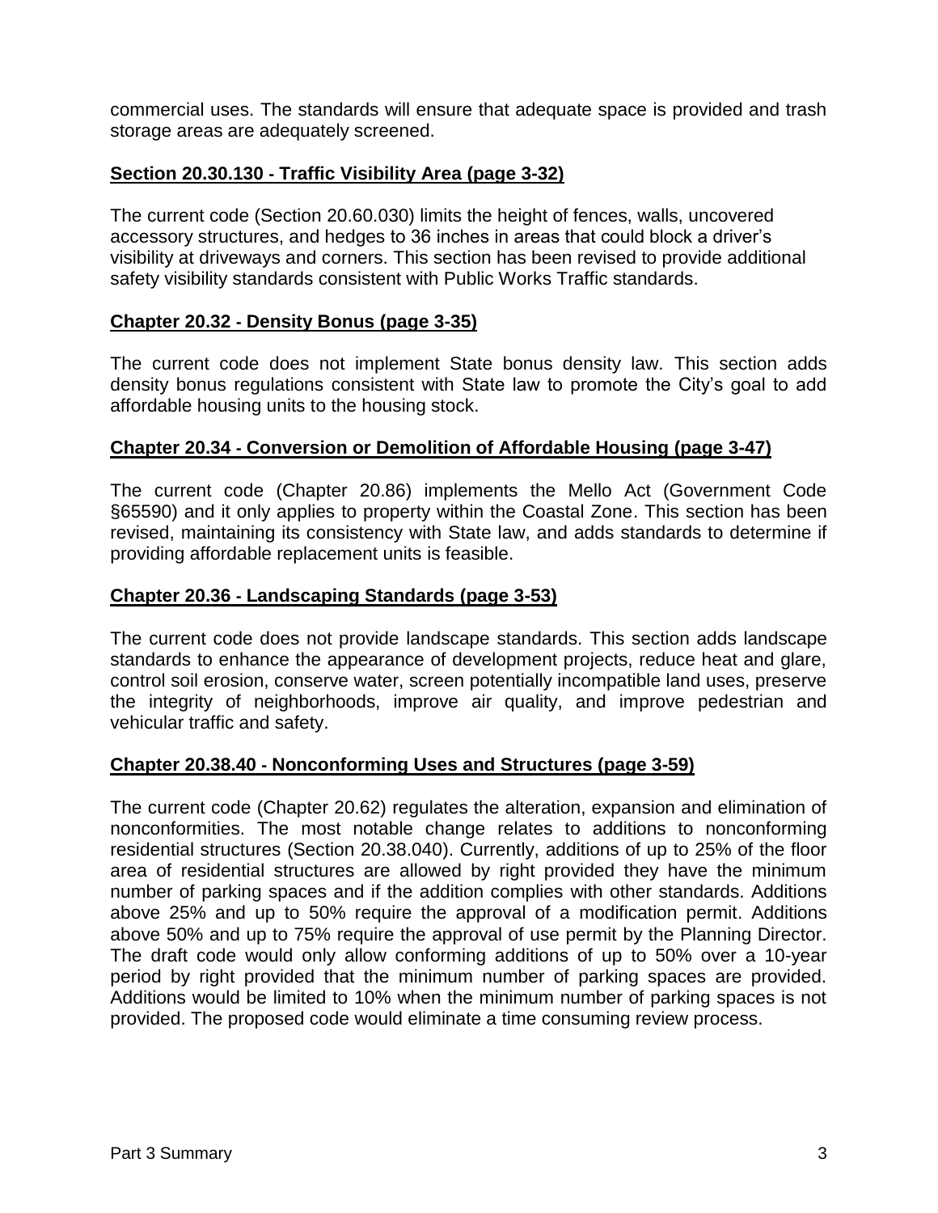commercial uses. The standards will ensure that adequate space is provided and trash storage areas are adequately screened.

**Section 20.30.130 - Traffic Visibility Area (page 3-32)**

The current code (Section 20.60.030) limits the height of fences, walls, uncovered accessory structures, and hedges to 36 inches in areas that could block a driver's visibility at driveways and corners. This section has been revised to provide additional safety visibility standards consistent with Public Works Traffic standards.

**Chapter 20.32 - Density Bonus (page 3-35)**

The current code does not implement State bonus density law. This section adds density bonus regulations consistent with State law to promote the City's goal to add affordable housing units to the housing stock.

**Chapter 20.34 - Conversion or Demolition of Affordable Housing (page 3-47)**

The current code (Chapter 20.86) implements the Mello Act (Government Code §65590) and it only applies to property within the Coastal Zone. This section has been revised, maintaining its consistency with State law, and adds standards to determine if providing affordable replacement units is feasible.

**Chapter 20.36 - Landscaping Standards (page 3-53)**

The current code does not provide landscape standards. This section adds landscape standards to enhance the appearance of development projects, reduce heat and glare, control soil erosion, conserve water, screen potentially incompatible land uses, preserve the integrity of neighborhoods, improve air quality, and improve pedestrian and vehicular traffic and safety.

**Chapter 20.38.40 - Nonconforming Uses and Structures (page 3-59)**

The current code (Chapter 20.62) regulates the alteration, expansion and elimination of nonconformities. The most notable change relates to additions to nonconforming residential structures (Section 20.38.040). Currently, additions of up to 25% of the floor area of residential structures are allowed by right provided they have the minimum number of parking spaces and if the addition complies with other standards. Additions above 25% and up to 50% require the approval of a modification permit. Additions above 50% and up to 75% require the approval of use permit by the Planning Director. The draft code would only allow conforming additions of up to 50% over a 10-year period by right provided that the minimum number of parking spaces are provided. Additions would be limited to 10% when the minimum number of parking spaces is not provided. The proposed code would eliminate a time consuming review process.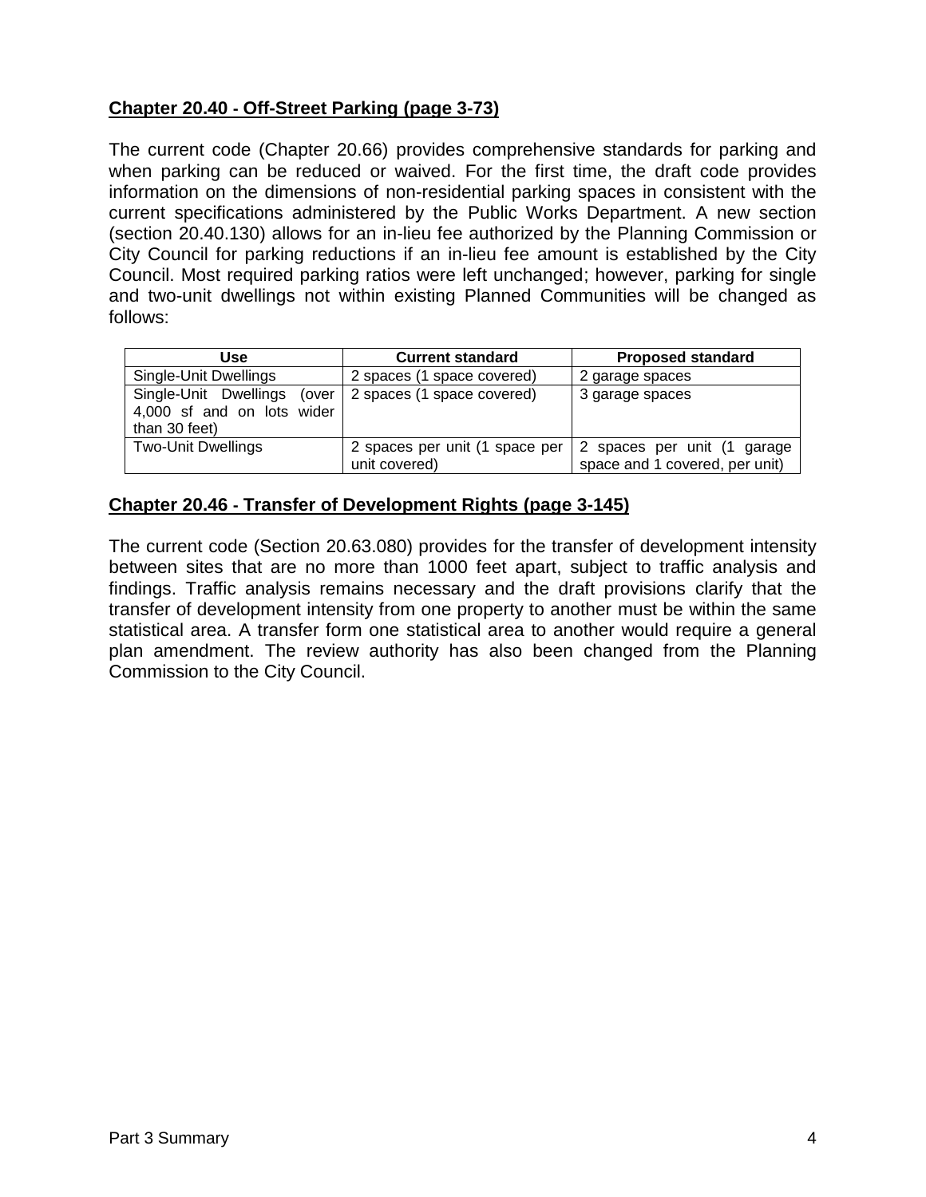**Chapter 20.40 - Off-Street Parking (page 3-73)**

The current code (Chapter 20.66) provides comprehensive standards for parking and when parking can be reduced or waived. For the first time, the draft code provides information on the dimensions of non-residential parking spaces in consistent with the current specifications administered by the Public Works Department. A new section (section 20.40.130) allows for an in-lieu fee authorized by the Planning Commission or City Council for parking reductions if an in-lieu fee amount is established by the City Council. Most required parking ratios were left unchanged; however, parking for single and two-unit dwellings not within existing Planned Communities will be changed as follows:

| Use | Current standard | Proposed standard |
|---|---|---|
| Single-Unit Dwellings | 2 spaces (1 space covered) | 2 garage spaces |
| Single-Unit Dwellings (over 4,000 sf and on lots wider than 30 feet) | 2 spaces (1 space covered) | 3 garage spaces |
| Two-Unit Dwellings | 2 spaces per unit (1 space per unit covered) | 2 spaces per unit (1 garage space and 1 covered, per unit) |

**Chapter 20.46 - Transfer of Development Rights (page 3-145)**

The current code (Section 20.63.080) provides for the transfer of development intensity between sites that are no more than 1000 feet apart, subject to traffic analysis and findings. Traffic analysis remains necessary and the draft provisions clarify that the transfer of development intensity from one property to another must be within the same statistical area. A transfer form one statistical area to another would require a general plan amendment. The review authority has also been changed from the Planning Commission to the City Council.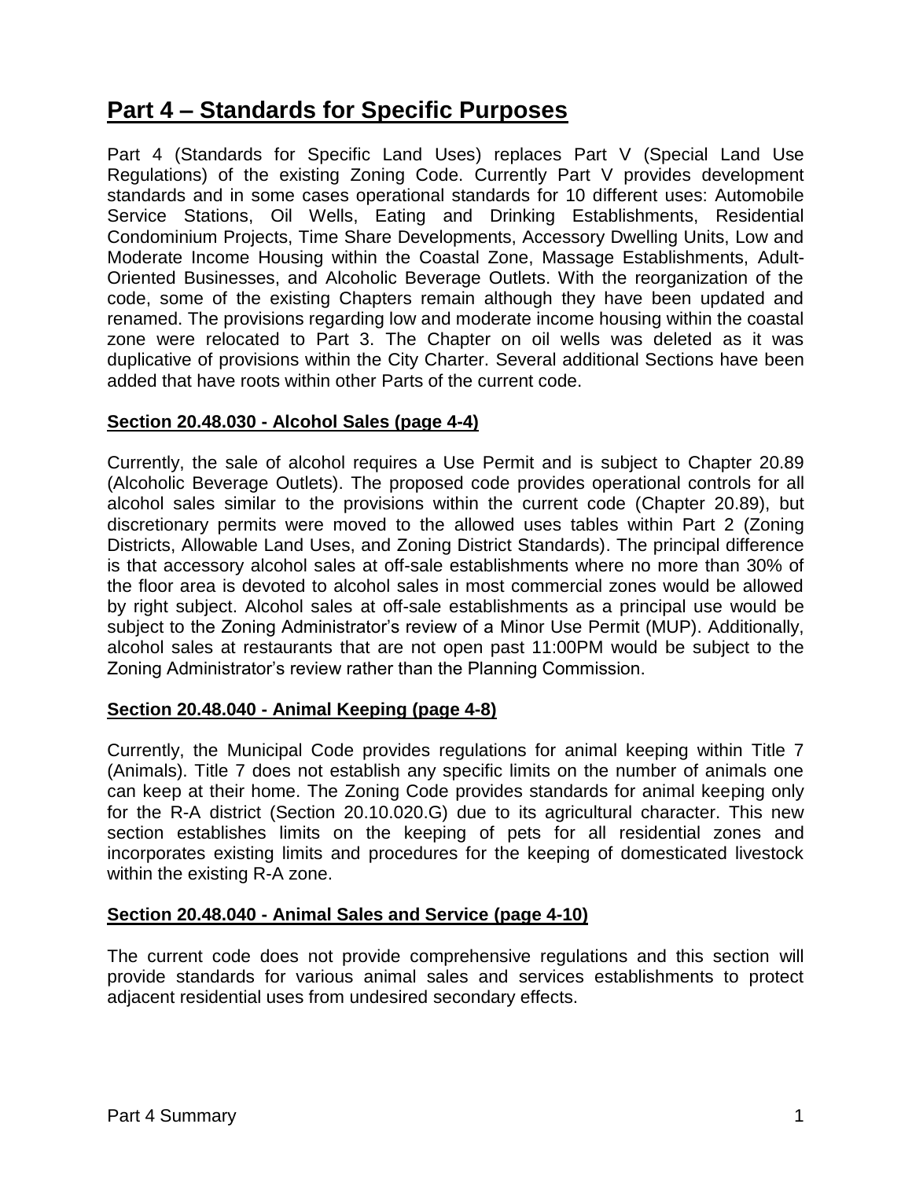# Part 4 – Standards for Specific Purposes

Part 4 (Standards for Specific Land Uses) replaces Part V (Special Land Use Regulations) of the existing Zoning Code. Currently Part V provides development standards and in some cases operational standards for 10 different uses: Automobile Service Stations, Oil Wells, Eating and Drinking Establishments, Residential Condominium Projects, Time Share Developments, Accessory Dwelling Units, Low and Moderate Income Housing within the Coastal Zone, Massage Establishments, Adult-Oriented Businesses, and Alcoholic Beverage Outlets. With the reorganization of the code, some of the existing Chapters remain although they have been updated and renamed. The provisions regarding low and moderate income housing within the coastal zone were relocated to Part 3. The Chapter on oil wells was deleted as it was duplicative of provisions within the City Charter. Several additional Sections have been added that have roots within other Parts of the current code.

**Section 20.48.030 - Alcohol Sales (page 4-4)**

Currently, the sale of alcohol requires a Use Permit and is subject to Chapter 20.89 (Alcoholic Beverage Outlets). The proposed code provides operational controls for all alcohol sales similar to the provisions within the current code (Chapter 20.89), but discretionary permits were moved to the allowed uses tables within Part 2 (Zoning Districts, Allowable Land Uses, and Zoning District Standards). The principal difference is that accessory alcohol sales at off-sale establishments where no more than 30% of the floor area is devoted to alcohol sales in most commercial zones would be allowed by right subject. Alcohol sales at off-sale establishments as a principal use would be subject to the Zoning Administrator's review of a Minor Use Permit (MUP). Additionally, alcohol sales at restaurants that are not open past 11:00PM would be subject to the Zoning Administrator's review rather than the Planning Commission.

**Section 20.48.040 - Animal Keeping (page 4-8)**

Currently, the Municipal Code provides regulations for animal keeping within Title 7 (Animals). Title 7 does not establish any specific limits on the number of animals one can keep at their home. The Zoning Code provides standards for animal keeping only for the R-A district (Section 20.10.020.G) due to its agricultural character. This new section establishes limits on the keeping of pets for all residential zones and incorporates existing limits and procedures for the keeping of domesticated livestock within the existing R-A zone.

**Section 20.48.040 - Animal Sales and Service (page 4-10)**

The current code does not provide comprehensive regulations and this section will provide standards for various animal sales and services establishments to protect adjacent residential uses from undesired secondary effects.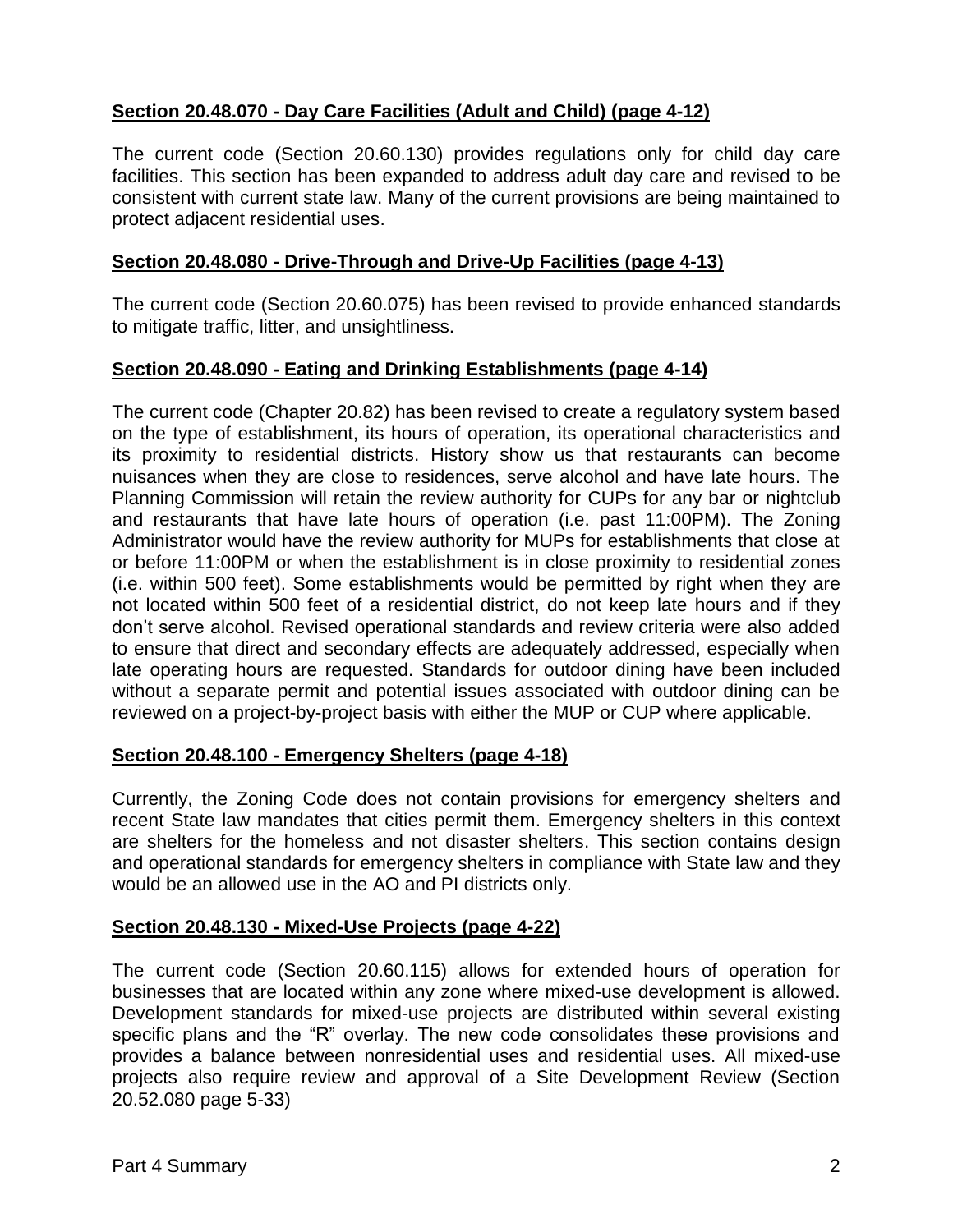**Section 20.48.070 - Day Care Facilities (Adult and Child) (page 4-12)**

The current code (Section 20.60.130) provides regulations only for child day care facilities. This section has been expanded to address adult day care and revised to be consistent with current state law. Many of the current provisions are being maintained to protect adjacent residential uses.

**Section 20.48.080 - Drive-Through and Drive-Up Facilities (page 4-13)**

The current code (Section 20.60.075) has been revised to provide enhanced standards to mitigate traffic, litter, and unsightliness.

**Section 20.48.090 - Eating and Drinking Establishments (page 4-14)**

The current code (Chapter 20.82) has been revised to create a regulatory system based on the type of establishment, its hours of operation, its operational characteristics and its proximity to residential districts. History show us that restaurants can become nuisances when they are close to residences, serve alcohol and have late hours. The Planning Commission will retain the review authority for CUPs for any bar or nightclub and restaurants that have late hours of operation (i.e. past 11:00PM). The Zoning Administrator would have the review authority for MUPs for establishments that close at or before 11:00PM or when the establishment is in close proximity to residential zones (i.e. within 500 feet). Some establishments would be permitted by right when they are not located within 500 feet of a residential district, do not keep late hours and if they don't serve alcohol. Revised operational standards and review criteria were also added to ensure that direct and secondary effects are adequately addressed, especially when late operating hours are requested. Standards for outdoor dining have been included without a separate permit and potential issues associated with outdoor dining can be reviewed on a project-by-project basis with either the MUP or CUP where applicable.

**Section 20.48.100 - Emergency Shelters (page 4-18)**

Currently, the Zoning Code does not contain provisions for emergency shelters and recent State law mandates that cities permit them. Emergency shelters in this context are shelters for the homeless and not disaster shelters. This section contains design and operational standards for emergency shelters in compliance with State law and they would be an allowed use in the AO and PI districts only.

**Section 20.48.130 - Mixed-Use Projects (page 4-22)**

The current code (Section 20.60.115) allows for extended hours of operation for businesses that are located within any zone where mixed-use development is allowed. Development standards for mixed-use projects are distributed within several existing specific plans and the "R" overlay. The new code consolidates these provisions and provides a balance between nonresidential uses and residential uses. All mixed-use projects also require review and approval of a Site Development Review (Section 20.52.080 page 5-33)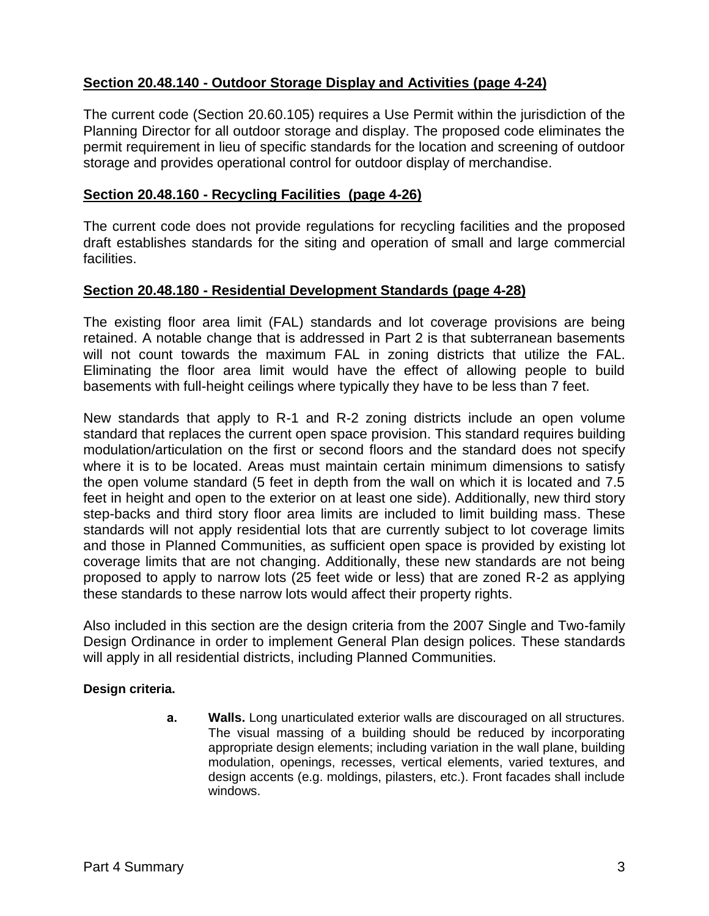## Section 20.48.140 - Outdoor Storage Display and Activities (page 4-24)

The current code (Section 20.60.105) requires a Use Permit within the jurisdiction of the Planning Director for all outdoor storage and display. The proposed code eliminates the permit requirement in lieu of specific standards for the location and screening of outdoor storage and provides operational control for outdoor display of merchandise.

## Section 20.48.160 - Recycling Facilities (page 4-26)

The current code does not provide regulations for recycling facilities and the proposed draft establishes standards for the siting and operation of small and large commercial facilities.

## Section 20.48.180 - Residential Development Standards (page 4-28)

The existing floor area limit (FAL) standards and lot coverage provisions are being retained. A notable change that is addressed in Part 2 is that subterranean basements will not count towards the maximum FAL in zoning districts that utilize the FAL. Eliminating the floor area limit would have the effect of allowing people to build basements with full-height ceilings where typically they have to be less than 7 feet.

New standards that apply to R-1 and R-2 zoning districts include an open volume standard that replaces the current open space provision. This standard requires building modulation/articulation on the first or second floors and the standard does not specify where it is to be located. Areas must maintain certain minimum dimensions to satisfy the open volume standard (5 feet in depth from the wall on which it is located and 7.5 feet in height and open to the exterior on at least one side). Additionally, new third story step-backs and third story floor area limits are included to limit building mass. These standards will not apply residential lots that are currently subject to lot coverage limits and those in Planned Communities, as sufficient open space is provided by existing lot coverage limits that are not changing. Additionally, these new standards are not being proposed to apply to narrow lots (25 feet wide or less) that are zoned R-2 as applying these standards to these narrow lots would affect their property rights.

Also included in this section are the design criteria from the 2007 Single and Two-family Design Ordinance in order to implement General Plan design polices. These standards will apply in all residential districts, including Planned Communities.

**Design criteria.**

**a. Walls.** Long unarticulated exterior walls are discouraged on all structures. The visual massing of a building should be reduced by incorporating appropriate design elements; including variation in the wall plane, building modulation, openings, recesses, vertical elements, varied textures, and design accents (e.g. moldings, pilasters, etc.). Front facades shall include windows.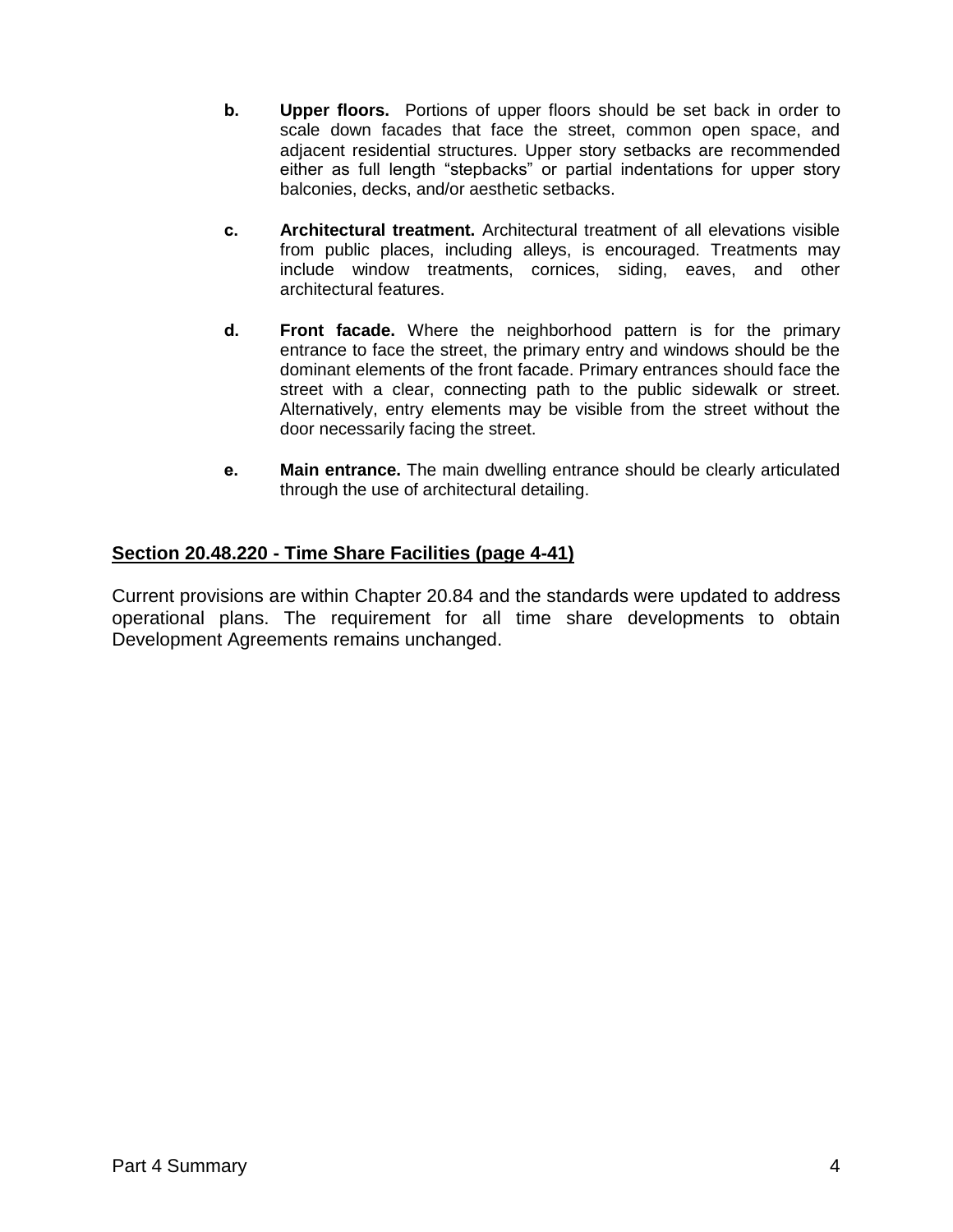**b.** **Upper floors.** Portions of upper floors should be set back in order to scale down facades that face the street, common open space, and adjacent residential structures. Upper story setbacks are recommended either as full length "stepbacks" or partial indentations for upper story balconies, decks, and/or aesthetic setbacks.

**c.** **Architectural treatment.** Architectural treatment of all elevations visible from public places, including alleys, is encouraged. Treatments may include window treatments, cornices, siding, eaves, and other architectural features.

**d.** **Front facade.** Where the neighborhood pattern is for the primary entrance to face the street, the primary entry and windows should be the dominant elements of the front facade. Primary entrances should face the street with a clear, connecting path to the public sidewalk or street. Alternatively, entry elements may be visible from the street without the door necessarily facing the street.

**e.** **Main entrance.** The main dwelling entrance should be clearly articulated through the use of architectural detailing.

## Section 20.48.220 - Time Share Facilities (page 4-41)

Current provisions are within Chapter 20.84 and the standards were updated to address operational plans. The requirement for all time share developments to obtain Development Agreements remains unchanged.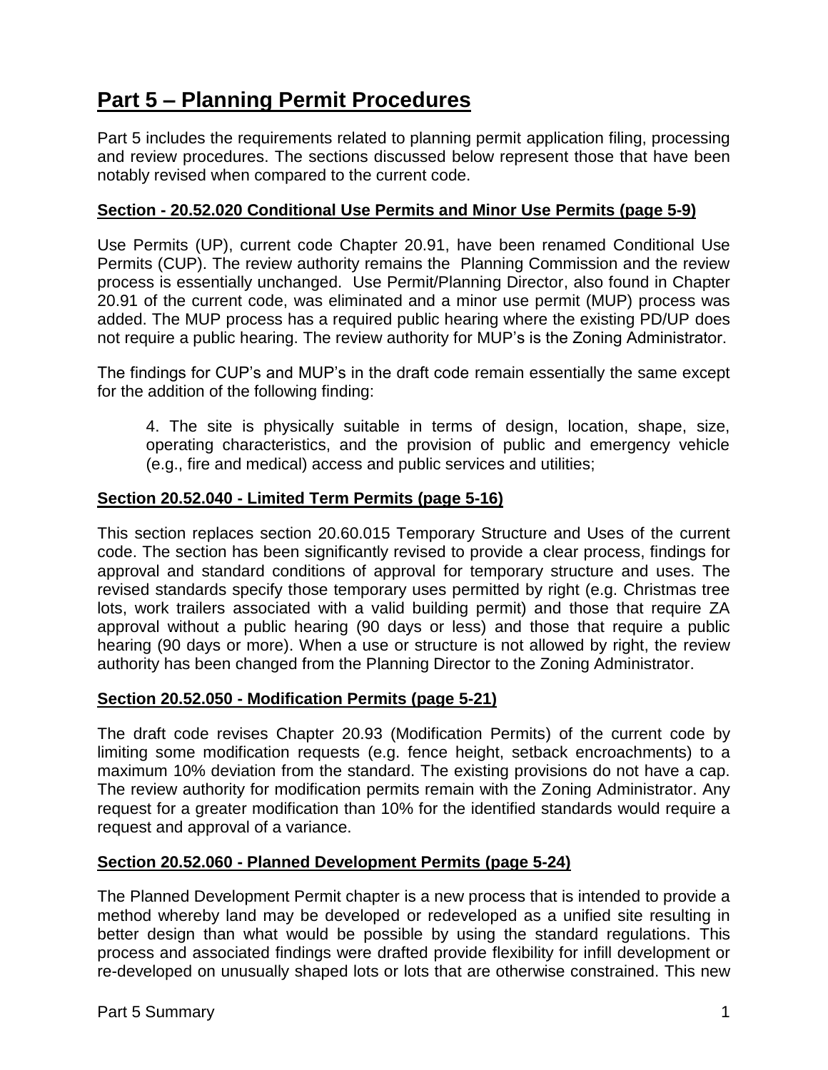# Part 5 – Planning Permit Procedures

Part 5 includes the requirements related to planning permit application filing, processing and review procedures. The sections discussed below represent those that have been notably revised when compared to the current code.

**Section - 20.52.020 Conditional Use Permits and Minor Use Permits (page 5-9)**

Use Permits (UP), current code Chapter 20.91, have been renamed Conditional Use Permits (CUP). The review authority remains the Planning Commission and the review process is essentially unchanged. Use Permit/Planning Director, also found in Chapter 20.91 of the current code, was eliminated and a minor use permit (MUP) process was added. The MUP process has a required public hearing where the existing PD/UP does not require a public hearing. The review authority for MUP's is the Zoning Administrator.

The findings for CUP's and MUP's in the draft code remain essentially the same except for the addition of the following finding:

> 4. The site is physically suitable in terms of design, location, shape, size, operating characteristics, and the provision of public and emergency vehicle (e.g., fire and medical) access and public services and utilities;

**Section 20.52.040 - Limited Term Permits (page 5-16)**

This section replaces section 20.60.015 Temporary Structure and Uses of the current code. The section has been significantly revised to provide a clear process, findings for approval and standard conditions of approval for temporary structure and uses. The revised standards specify those temporary uses permitted by right (e.g. Christmas tree lots, work trailers associated with a valid building permit) and those that require ZA approval without a public hearing (90 days or less) and those that require a public hearing (90 days or more). When a use or structure is not allowed by right, the review authority has been changed from the Planning Director to the Zoning Administrator.

**Section 20.52.050 - Modification Permits (page 5-21)**

The draft code revises Chapter 20.93 (Modification Permits) of the current code by limiting some modification requests (e.g. fence height, setback encroachments) to a maximum 10% deviation from the standard. The existing provisions do not have a cap. The review authority for modification permits remain with the Zoning Administrator. Any request for a greater modification than 10% for the identified standards would require a request and approval of a variance.

**Section 20.52.060 - Planned Development Permits (page 5-24)**

The Planned Development Permit chapter is a new process that is intended to provide a method whereby land may be developed or redeveloped as a unified site resulting in better design than what would be possible by using the standard regulations. This process and associated findings were drafted provide flexibility for infill development or re-developed on unusually shaped lots or lots that are otherwise constrained. This new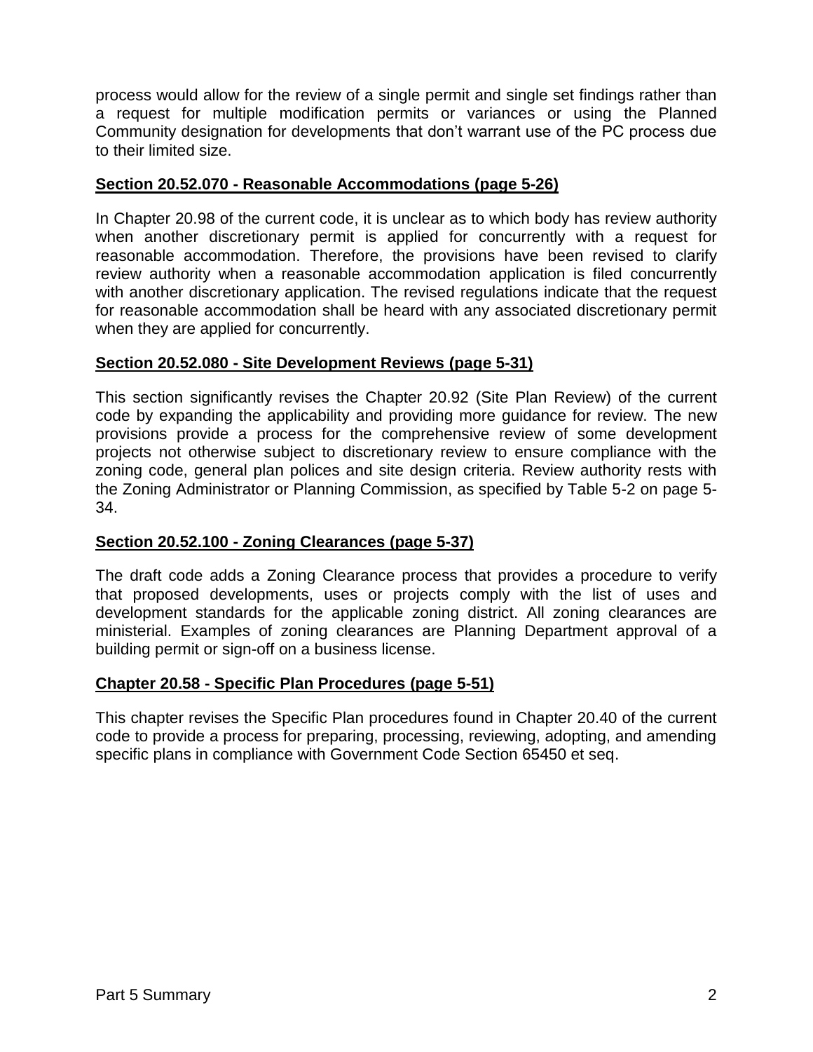process would allow for the review of a single permit and single set findings rather than a request for multiple modification permits or variances or using the Planned Community designation for developments that don't warrant use of the PC process due to their limited size.

**Section 20.52.070 - Reasonable Accommodations (page 5-26)**

In Chapter 20.98 of the current code, it is unclear as to which body has review authority when another discretionary permit is applied for concurrently with a request for reasonable accommodation. Therefore, the provisions have been revised to clarify review authority when a reasonable accommodation application is filed concurrently with another discretionary application. The revised regulations indicate that the request for reasonable accommodation shall be heard with any associated discretionary permit when they are applied for concurrently.

**Section 20.52.080 - Site Development Reviews (page 5-31)**

This section significantly revises the Chapter 20.92 (Site Plan Review) of the current code by expanding the applicability and providing more guidance for review. The new provisions provide a process for the comprehensive review of some development projects not otherwise subject to discretionary review to ensure compliance with the zoning code, general plan polices and site design criteria. Review authority rests with the Zoning Administrator or Planning Commission, as specified by Table 5-2 on page 5-34.

**Section 20.52.100 - Zoning Clearances (page 5-37)**

The draft code adds a Zoning Clearance process that provides a procedure to verify that proposed developments, uses or projects comply with the list of uses and development standards for the applicable zoning district. All zoning clearances are ministerial. Examples of zoning clearances are Planning Department approval of a building permit or sign-off on a business license.

**Chapter 20.58 - Specific Plan Procedures (page 5-51)**

This chapter revises the Specific Plan procedures found in Chapter 20.40 of the current code to provide a process for preparing, processing, reviewing, adopting, and amending specific plans in compliance with Government Code Section 65450 et seq.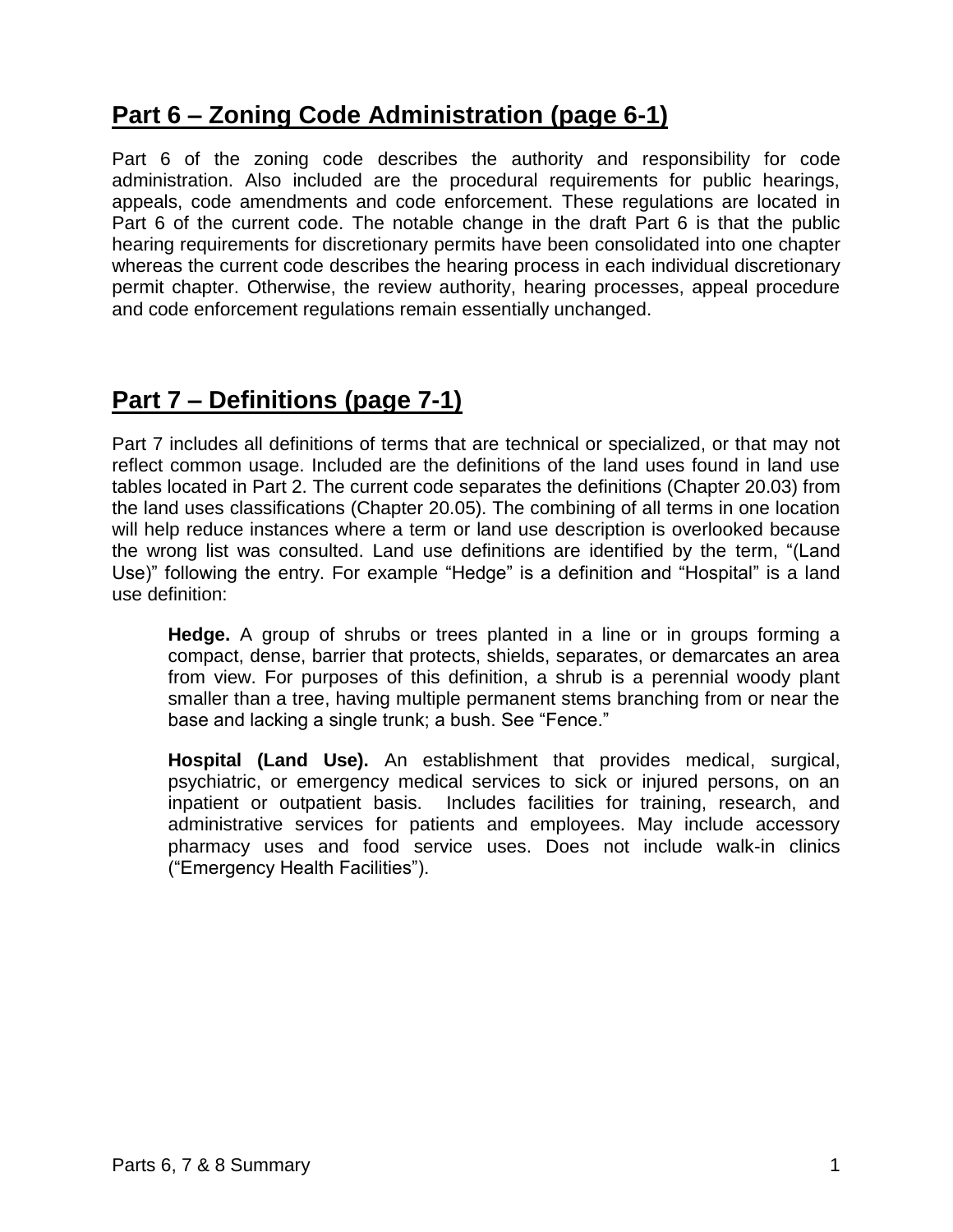## Part 6 – Zoning Code Administration (page 6-1)

Part 6 of the zoning code describes the authority and responsibility for code administration. Also included are the procedural requirements for public hearings, appeals, code amendments and code enforcement. These regulations are located in Part 6 of the current code. The notable change in the draft Part 6 is that the public hearing requirements for discretionary permits have been consolidated into one chapter whereas the current code describes the hearing process in each individual discretionary permit chapter. Otherwise, the review authority, hearing processes, appeal procedure and code enforcement regulations remain essentially unchanged.

## Part 7 – Definitions (page 7-1)

Part 7 includes all definitions of terms that are technical or specialized, or that may not reflect common usage. Included are the definitions of the land uses found in land use tables located in Part 2. The current code separates the definitions (Chapter 20.03) from the land uses classifications (Chapter 20.05). The combining of all terms in one location will help reduce instances where a term or land use description is overlooked because the wrong list was consulted. Land use definitions are identified by the term, "(Land Use)" following the entry. For example "Hedge" is a definition and "Hospital" is a land use definition:

> **Hedge.** A group of shrubs or trees planted in a line or in groups forming a compact, dense, barrier that protects, shields, separates, or demarcates an area from view. For purposes of this definition, a shrub is a perennial woody plant smaller than a tree, having multiple permanent stems branching from or near the base and lacking a single trunk; a bush. See "Fence."
>
> **Hospital (Land Use).** An establishment that provides medical, surgical, psychiatric, or emergency medical services to sick or injured persons, on an inpatient or outpatient basis. Includes facilities for training, research, and administrative services for patients and employees. May include accessory pharmacy uses and food service uses. Does not include walk-in clinics ("Emergency Health Facilities").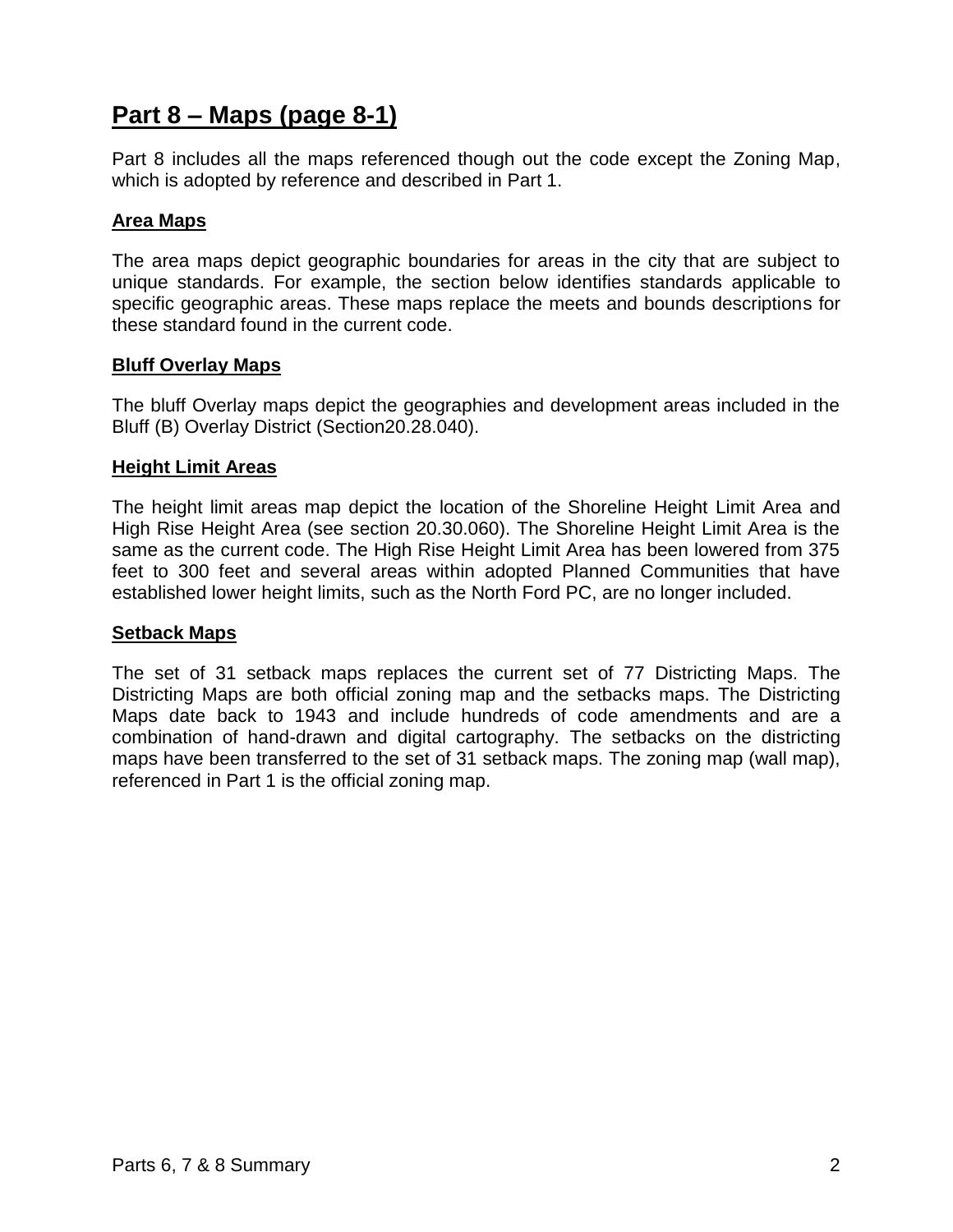## Part 8 – Maps (page 8-1)

Part 8 includes all the maps referenced though out the code except the Zoning Map, which is adopted by reference and described in Part 1.

### Area Maps

The area maps depict geographic boundaries for areas in the city that are subject to unique standards. For example, the section below identifies standards applicable to specific geographic areas. These maps replace the meets and bounds descriptions for these standard found in the current code.

### Bluff Overlay Maps

The bluff Overlay maps depict the geographies and development areas included in the Bluff (B) Overlay District (Section20.28.040).

### Height Limit Areas

The height limit areas map depict the location of the Shoreline Height Limit Area and High Rise Height Area (see section 20.30.060). The Shoreline Height Limit Area is the same as the current code. The High Rise Height Limit Area has been lowered from 375 feet to 300 feet and several areas within adopted Planned Communities that have established lower height limits, such as the North Ford PC, are no longer included.

### Setback Maps

The set of 31 setback maps replaces the current set of 77 Districting Maps. The Districting Maps are both official zoning map and the setbacks maps. The Districting Maps date back to 1943 and include hundreds of code amendments and are a combination of hand-drawn and digital cartography. The setbacks on the districting maps have been transferred to the set of 31 setback maps. The zoning map (wall map), referenced in Part 1 is the official zoning map.